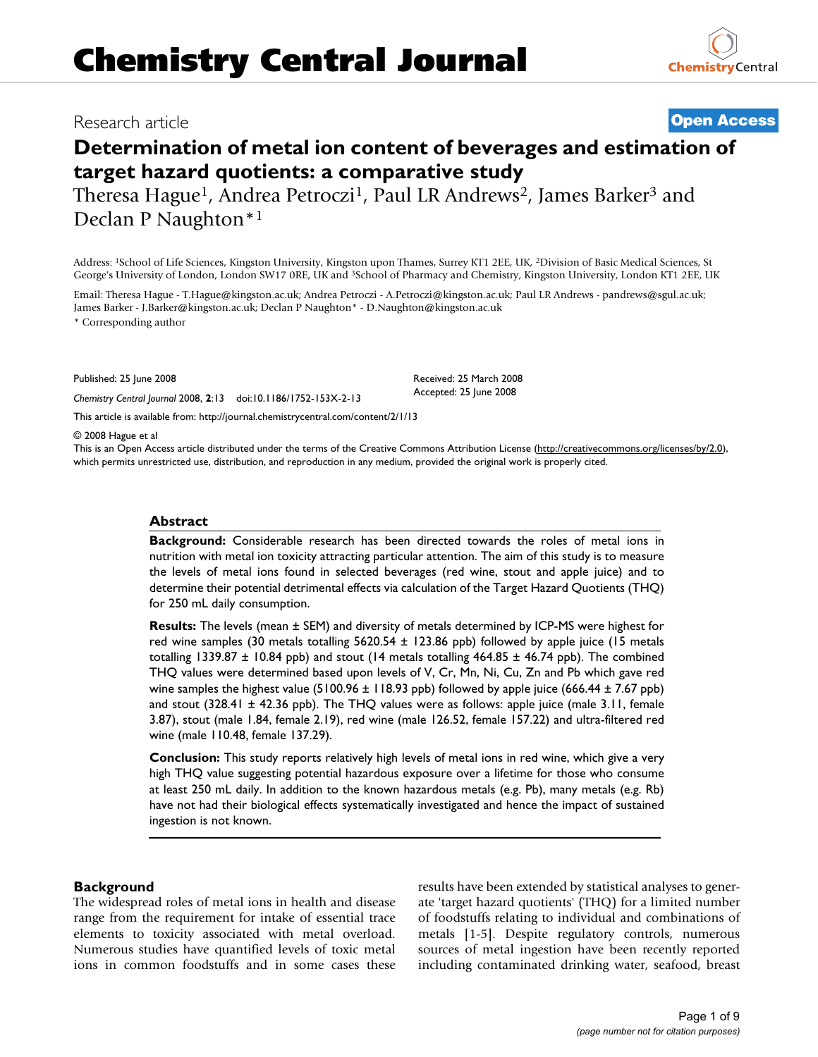# Chemistry Central Journal

Research article **Open Access**

# Determination of metal ion content of beverages and estimation of target hazard quotients: a comparative study

Theresa Hague[1], Andrea Petroczi[1], Paul LR Andrews[2], James Barker[3] and Declan P Naughton*[1]

Address: [1]School of Life Sciences, Kingston University, Kingston upon Thames, Surrey KT1 2EE, UK, [2]Division of Basic Medical Sciences, St George's University of London, London SW17 0RE, UK and [3]School of Pharmacy and Chemistry, Kingston University, London KT1 2EE, UK

Email: Theresa Hague - T.Hague@kingston.ac.uk; Andrea Petroczi - A.Petroczi@kingston.ac.uk; Paul LR Andrews - pandrews@sgul.ac.uk; James Barker - J.Barker@kingston.ac.uk; Declan P Naughton* - D.Naughton@kingston.ac.uk

\* Corresponding author

Published: 25 June 2008

*Chemistry Central Journal* 2008, **2**:13 doi:10.1186/1752-153X-2-13

Received: 25 March 2008
Accepted: 25 June 2008

This article is available from: http://journal.chemistrycentral.com/content/2/1/13

© 2008 Hague et al

This is an Open Access article distributed under the terms of the Creative Commons Attribution License (http://creativecommons.org/licenses/by/2.0), which permits unrestricted use, distribution, and reproduction in any medium, provided the original work is properly cited.

## Abstract

**Background:** Considerable research has been directed towards the roles of metal ions in nutrition with metal ion toxicity attracting particular attention. The aim of this study is to measure the levels of metal ions found in selected beverages (red wine, stout and apple juice) and to determine their potential detrimental effects via calculation of the Target Hazard Quotients (THQ) for 250 mL daily consumption.

**Results:** The levels (mean ± SEM) and diversity of metals determined by ICP-MS were highest for red wine samples (30 metals totalling 5620.54 ± 123.86 ppb) followed by apple juice (15 metals totalling 1339.87 ± 10.84 ppb) and stout (14 metals totalling 464.85 ± 46.74 ppb). The combined THQ values were determined based upon levels of V, Cr, Mn, Ni, Cu, Zn and Pb which gave red wine samples the highest value (5100.96 ± 118.93 ppb) followed by apple juice (666.44 ± 7.67 ppb) and stout (328.41 ± 42.36 ppb). The THQ values were as follows: apple juice (male 3.11, female 3.87), stout (male 1.84, female 2.19), red wine (male 126.52, female 157.22) and ultra-filtered red wine (male 110.48, female 137.29).

**Conclusion:** This study reports relatively high levels of metal ions in red wine, which give a very high THQ value suggesting potential hazardous exposure over a lifetime for those who consume at least 250 mL daily. In addition to the known hazardous metals (e.g. Pb), many metals (e.g. Rb) have not had their biological effects systematically investigated and hence the impact of sustained ingestion is not known.

## Background

The widespread roles of metal ions in health and disease range from the requirement for intake of essential trace elements to toxicity associated with metal overload. Numerous studies have quantified levels of toxic metal ions in common foodstuffs and in some cases these results have been extended by statistical analyses to generate 'target hazard quotients' (THQ) for a limited number of foodstuffs relating to individual and combinations of metals [1-5]. Despite regulatory controls, numerous sources of metal ingestion have been recently reported including contaminated drinking water, seafood, breast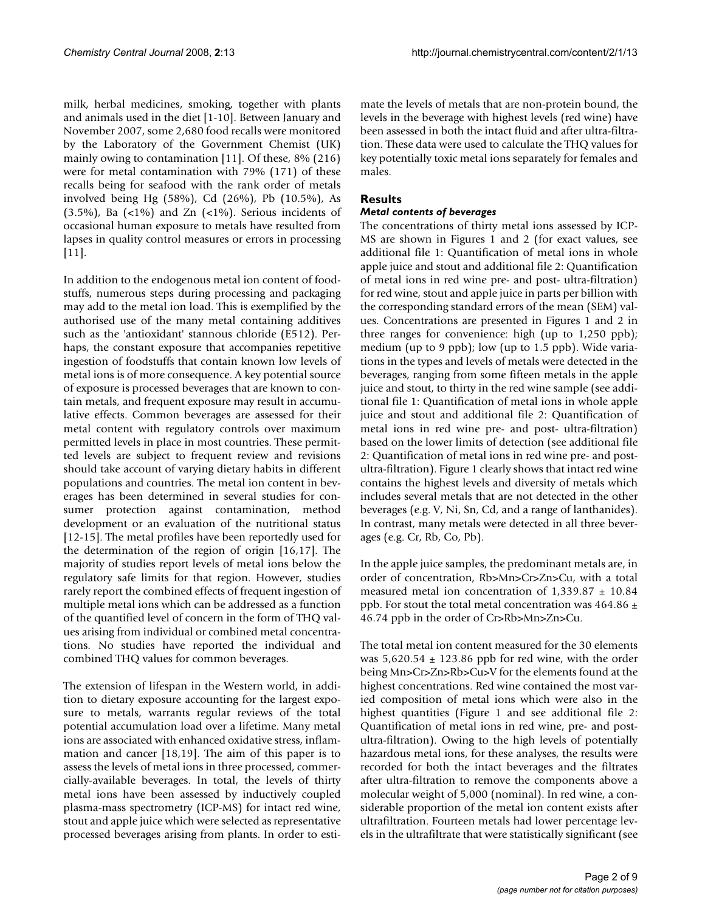milk, herbal medicines, smoking, together with plants and animals used in the diet [1-10]. Between January and November 2007, some 2,680 food recalls were monitored by the Laboratory of the Government Chemist (UK) mainly owing to contamination [11]. Of these, 8% (216) were for metal contamination with 79% (171) of these recalls being for seafood with the rank order of metals involved being Hg (58%), Cd (26%), Pb (10.5%), As (3.5%), Ba (<1%) and Zn (<1%). Serious incidents of occasional human exposure to metals have resulted from lapses in quality control measures or errors in processing [11].

In addition to the endogenous metal ion content of foodstuffs, numerous steps during processing and packaging may add to the metal ion load. This is exemplified by the authorised use of the many metal containing additives such as the 'antioxidant' stannous chloride (E512). Perhaps, the constant exposure that accompanies repetitive ingestion of foodstuffs that contain known low levels of metal ions is of more consequence. A key potential source of exposure is processed beverages that are known to contain metals, and frequent exposure may result in accumulative effects. Common beverages are assessed for their metal content with regulatory controls over maximum permitted levels in place in most countries. These permitted levels are subject to frequent review and revisions should take account of varying dietary habits in different populations and countries. The metal ion content in beverages has been determined in several studies for consumer protection against contamination, method development or an evaluation of the nutritional status [12-15]. The metal profiles have been reportedly used for the determination of the region of origin [16,17]. The majority of studies report levels of metal ions below the regulatory safe limits for that region. However, studies rarely report the combined effects of frequent ingestion of multiple metal ions which can be addressed as a function of the quantified level of concern in the form of THQ values arising from individual or combined metal concentrations. No studies have reported the individual and combined THQ values for common beverages.

The extension of lifespan in the Western world, in addition to dietary exposure accounting for the largest exposure to metals, warrants regular reviews of the total potential accumulation load over a lifetime. Many metal ions are associated with enhanced oxidative stress, inflammation and cancer [18,19]. The aim of this paper is to assess the levels of metal ions in three processed, commercially-available beverages. In total, the levels of thirty metal ions have been assessed by inductively coupled plasma-mass spectrometry (ICP-MS) for intact red wine, stout and apple juice which were selected as representative processed beverages arising from plants. In order to estimate the levels of metals that are non-protein bound, the levels in the beverage with highest levels (red wine) have been assessed in both the intact fluid and after ultra-filtration. These data were used to calculate the THQ values for key potentially toxic metal ions separately for females and males.

## Results

### *Metal contents of beverages*

The concentrations of thirty metal ions assessed by ICP-MS are shown in Figures 1 and 2 (for exact values, see additional file 1: Quantification of metal ions in whole apple juice and stout and additional file 2: Quantification of metal ions in red wine pre- and post- ultra-filtration) for red wine, stout and apple juice in parts per billion with the corresponding standard errors of the mean (SEM) values. Concentrations are presented in Figures 1 and 2 in three ranges for convenience: high (up to 1,250 ppb); medium (up to 9 ppb); low (up to 1.5 ppb). Wide variations in the types and levels of metals were detected in the beverages, ranging from some fifteen metals in the apple juice and stout, to thirty in the red wine sample (see additional file 1: Quantification of metal ions in whole apple juice and stout and additional file 2: Quantification of metal ions in red wine pre- and post- ultra-filtration) based on the lower limits of detection (see additional file 2: Quantification of metal ions in red wine pre- and post-ultra-filtration). Figure 1 clearly shows that intact red wine contains the highest levels and diversity of metals which includes several metals that are not detected in the other beverages (e.g. V, Ni, Sn, Cd, and a range of lanthanides). In contrast, many metals were detected in all three beverages (e.g. Cr, Rb, Co, Pb).

In the apple juice samples, the predominant metals are, in order of concentration, Rb>Mn>Cr>Zn>Cu, with a total measured metal ion concentration of 1,339.87 ± 10.84 ppb. For stout the total metal concentration was 464.86 ± 46.74 ppb in the order of Cr>Rb>Mn>Zn>Cu.

The total metal ion content measured for the 30 elements was 5,620.54 ± 123.86 ppb for red wine, with the order being Mn>Cr>Zn>Rb>Cu>V for the elements found at the highest concentrations. Red wine contained the most varied composition of metal ions which were also in the highest quantities (Figure 1 and see additional file 2: Quantification of metal ions in red wine, pre- and post-ultra-filtration). Owing to the high levels of potentially hazardous metal ions, for these analyses, the results were recorded for both the intact beverages and the filtrates after ultra-filtration to remove the components above a molecular weight of 5,000 (nominal). In red wine, a considerable proportion of the metal ion content exists after ultrafiltration. Fourteen metals had lower percentage levels in the ultrafiltrate that were statistically significant (see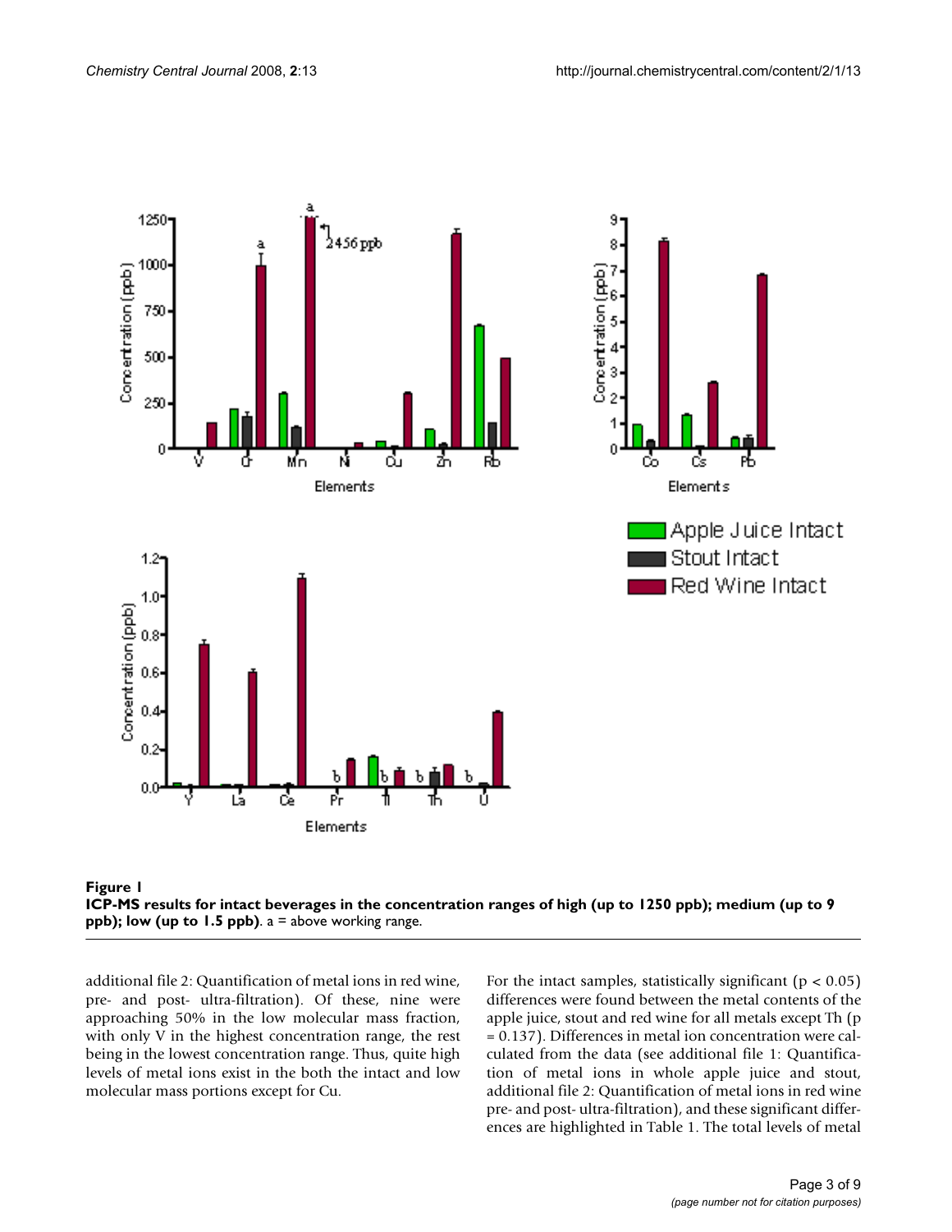**Figure 1**

**ICP-MS results for intact beverages in the concentration ranges of high (up to 1250 ppb); medium (up to 9 ppb); low (up to 1.5 ppb)**. a = above working range.

additional file 2: Quantification of metal ions in red wine, pre- and post- ultra-filtration). Of these, nine were approaching 50% in the low molecular mass fraction, with only V in the highest concentration range, the rest being in the lowest concentration range. Thus, quite high levels of metal ions exist in the both the intact and low molecular mass portions except for Cu.

For the intact samples, statistically significant ($p < 0.05$) differences were found between the metal contents of the apple juice, stout and red wine for all metals except Th ($p = 0.137$). Differences in metal ion concentration were calculated from the data (see additional file 1: Quantification of metal ions in whole apple juice and stout, additional file 2: Quantification of metal ions in red wine pre- and post- ultra-filtration), and these significant differences are highlighted in Table 1. The total levels of metal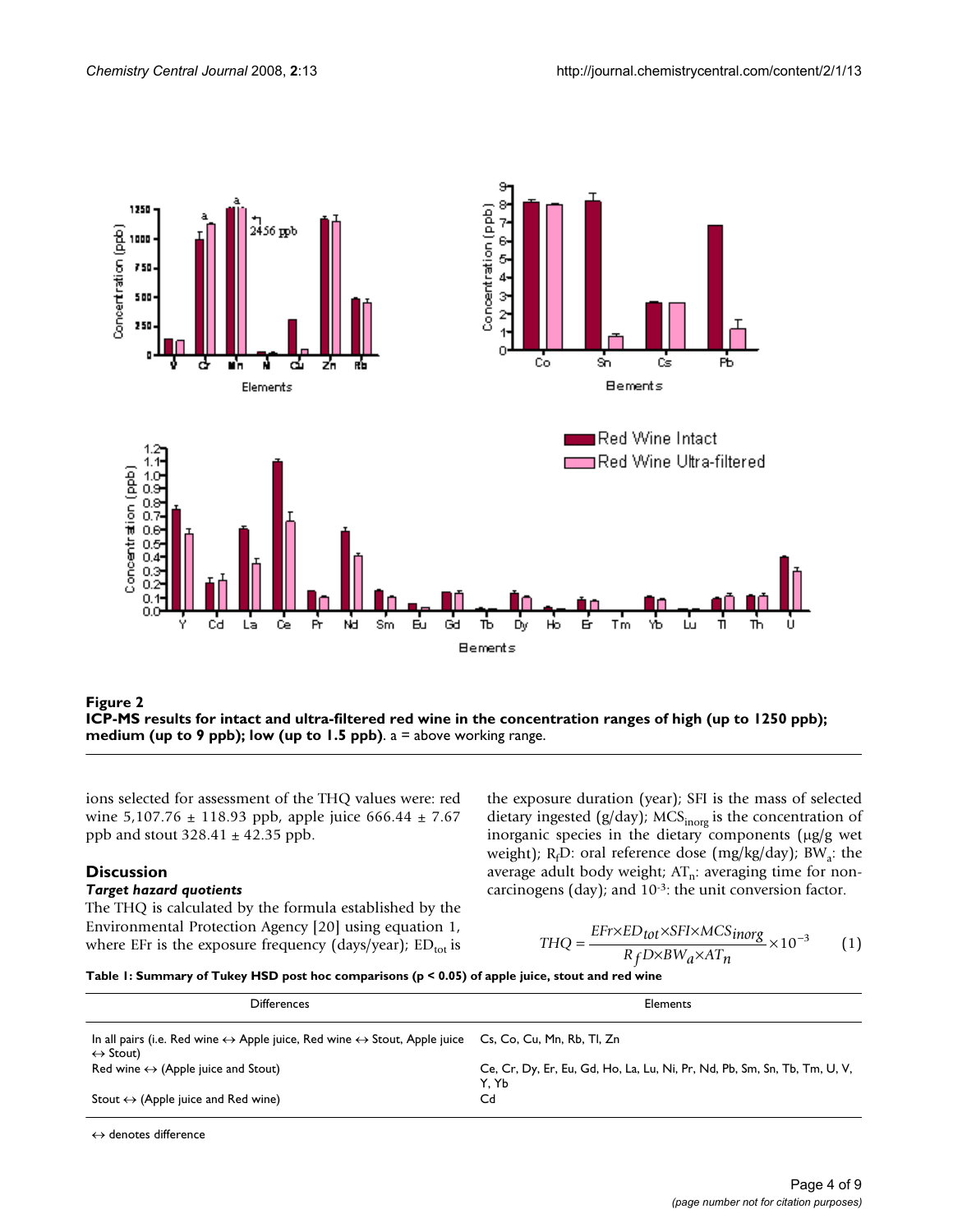**Figure 2**
**ICP-MS results for intact and ultra-filtered red wine in the concentration ranges of high (up to 1250 ppb); medium (up to 9 ppb); low (up to 1.5 ppb)**. a = above working range.

ions selected for assessment of the THQ values were: red wine 5,107.76 ± 118.93 ppb, apple juice 666.44 ± 7.67 ppb and stout 328.41 ± 42.35 ppb.

## Discussion

### *Target hazard quotients*

The THQ is calculated by the formula established by the Environmental Protection Agency [20] using equation 1, where EFr is the exposure frequency (days/year); $ED_{tot}$ is the exposure duration (year); SFI is the mass of selected dietary ingested (g/day); $MCS_{inorg}$ is the concentration of inorganic species in the dietary components (μg/g wet weight); $R_fD$: oral reference dose (mg/kg/day); $BW_a$: the average adult body weight; $AT_n$: averaging time for non-carcinogens (day); and $10^{-3}$: the unit conversion factor.

$$THQ = \frac{EFr \times ED_{tot} \times SFI \times MCS_{inorg}}{R_f D \times BW_a \times AT_n} \times 10^{-3} \qquad (1)$$

**Table 1: Summary of Tukey HSD post hoc comparisons ($p < 0.05$) of apple juice, stout and red wine**

| Differences | Elements |
|---|---|
| In all pairs (i.e. Red wine ↔ Apple juice, Red wine ↔ Stout, Apple juice ↔ Stout) | Cs, Co, Cu, Mn, Rb, Tl, Zn |
| Red wine ↔ (Apple juice and Stout) | Ce, Cr, Dy, Er, Eu, Gd, Ho, La, Lu, Ni, Pr, Nd, Pb, Sm, Sn, Tb, Tm, U, V, Y, Yb |
| Stout ↔ (Apple juice and Red wine) | Cd |

↔ denotes difference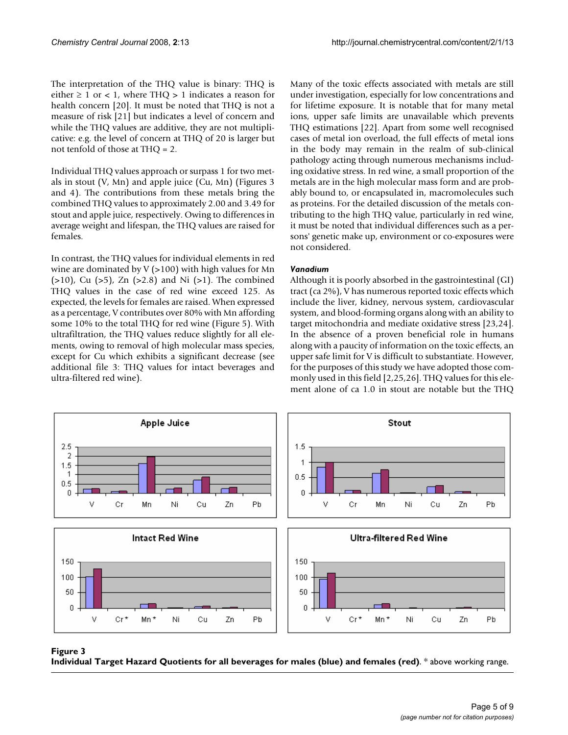The interpretation of the THQ value is binary: THQ is either ≥ 1 or < 1, where THQ > 1 indicates a reason for health concern [20]. It must be noted that THQ is not a measure of risk [21] but indicates a level of concern and while the THQ values are additive, they are not multiplicative: e.g. the level of concern at THQ of 20 is larger but not tenfold of those at THQ = 2.

Individual THQ values approach or surpass 1 for two metals in stout (V, Mn) and apple juice (Cu, Mn) (Figures 3 and 4). The contributions from these metals bring the combined THQ values to approximately 2.00 and 3.49 for stout and apple juice, respectively. Owing to differences in average weight and lifespan, the THQ values are raised for females.

In contrast, the THQ values for individual elements in red wine are dominated by V (>100) with high values for Mn (>10), Cu (>5), Zn (>2.8) and Ni (>1). The combined THQ values in the case of red wine exceed 125. As expected, the levels for females are raised. When expressed as a percentage, V contributes over 80% with Mn affording some 10% to the total THQ for red wine (Figure 5). With ultrafiltration, the THQ values reduce slightly for all elements, owing to removal of high molecular mass species, except for Cu which exhibits a significant decrease (see additional file 3: THQ values for intact beverages and ultra-filtered red wine).

Many of the toxic effects associated with metals are still under investigation, especially for low concentrations and for lifetime exposure. It is notable that for many metal ions, upper safe limits are unavailable which prevents THQ estimations [22]. Apart from some well recognised cases of metal ion overload, the full effects of metal ions in the body may remain in the realm of sub-clinical pathology acting through numerous mechanisms including oxidative stress. In red wine, a small proportion of the metals are in the high molecular mass form and are probably bound to, or encapsulated in, macromolecules such as proteins. For the detailed discussion of the metals contributing to the high THQ value, particularly in red wine, it must be noted that individual differences such as a persons' genetic make up, environment or co-exposures were not considered.

#### *Vanadium*

Although it is poorly absorbed in the gastrointestinal (GI) tract (ca 2%), V has numerous reported toxic effects which include the liver, kidney, nervous system, cardiovascular system, and blood-forming organs along with an ability to target mitochondria and mediate oxidative stress [23,24]. In the absence of a proven beneficial role in humans along with a paucity of information on the toxic effects, an upper safe limit for V is difficult to substantiate. However, for the purposes of this study we have adopted those commonly used in this field [2,25,26]. THQ values for this element alone of ca 1.0 in stout are notable but the THQ

**Figure 3**
**Individual Target Hazard Quotients for all beverages for males (blue) and females (red)**. * above working range.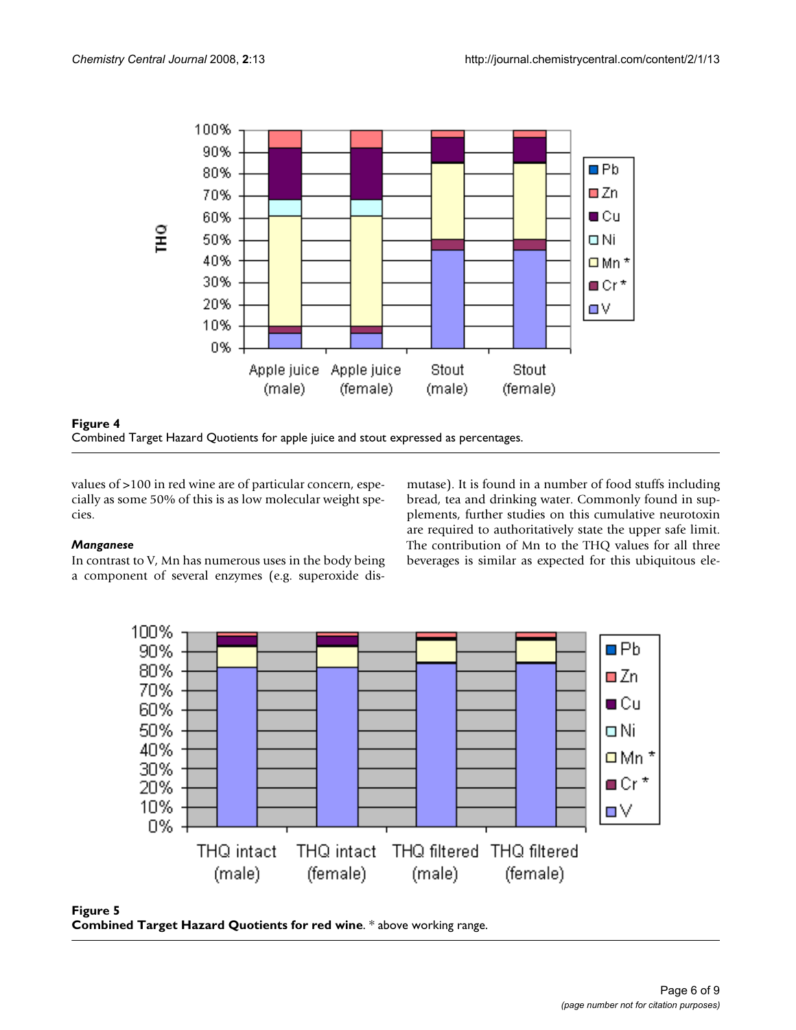**Figure 4**
Combined Target Hazard Quotients for apple juice and stout expressed as percentages.

values of >100 in red wine are of particular concern, especially as some 50% of this is as low molecular weight species.

### *Manganese*

In contrast to V, Mn has numerous uses in the body being a component of several enzymes (e.g. superoxide dismutase). It is found in a number of food stuffs including bread, tea and drinking water. Commonly found in supplements, further studies on this cumulative neurotoxin are required to authoritatively state the upper safe limit. The contribution of Mn to the THQ values for all three beverages is similar as expected for this ubiquitous ele-

**Figure 5**
**Combined Target Hazard Quotients for red wine**. * above working range.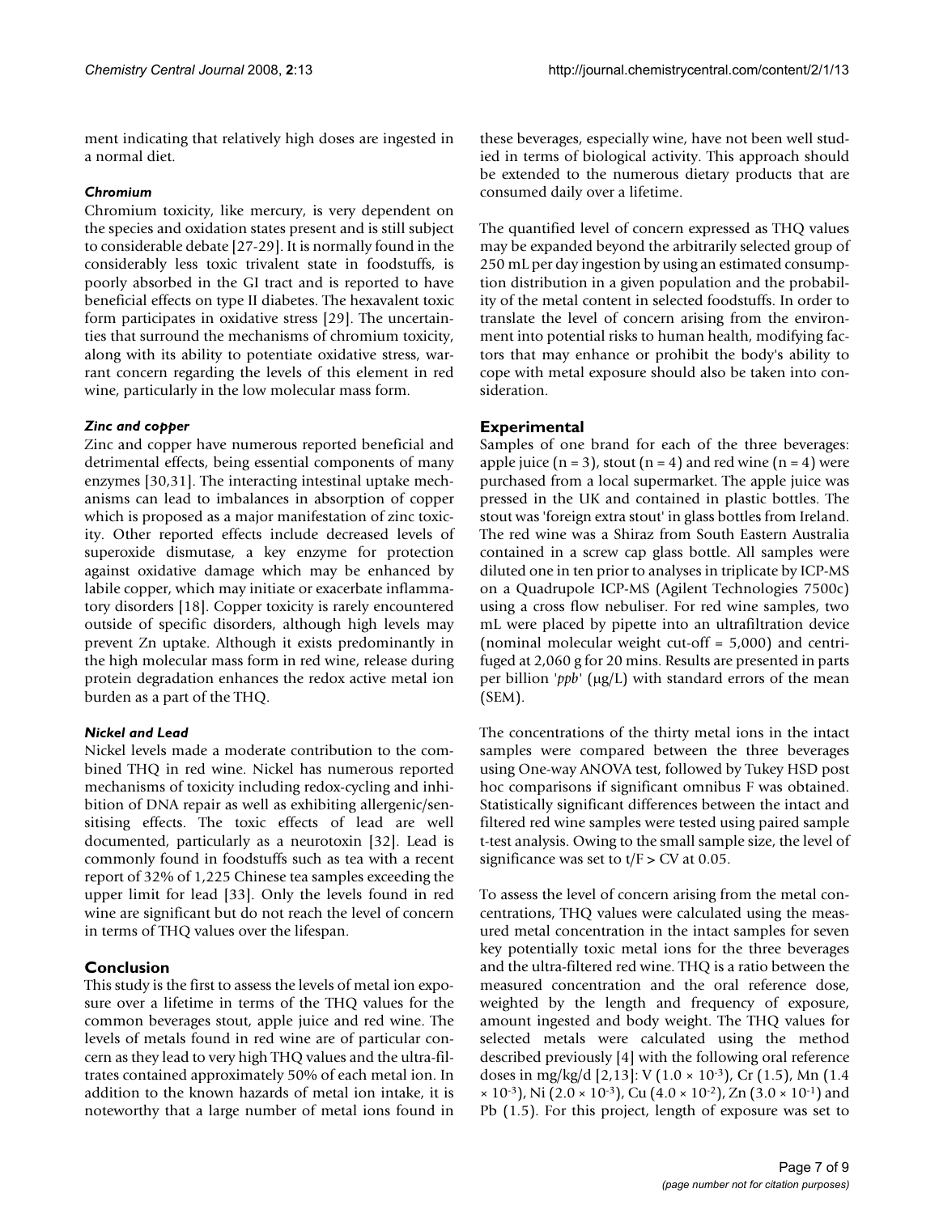ment indicating that relatively high doses are ingested in a normal diet.

### *Chromium*

Chromium toxicity, like mercury, is very dependent on the species and oxidation states present and is still subject to considerable debate [27-29]. It is normally found in the considerably less toxic trivalent state in foodstuffs, is poorly absorbed in the GI tract and is reported to have beneficial effects on type II diabetes. The hexavalent toxic form participates in oxidative stress [29]. The uncertainties that surround the mechanisms of chromium toxicity, along with its ability to potentiate oxidative stress, warrant concern regarding the levels of this element in red wine, particularly in the low molecular mass form.

### *Zinc and copper*

Zinc and copper have numerous reported beneficial and detrimental effects, being essential components of many enzymes [30,31]. The interacting intestinal uptake mechanisms can lead to imbalances in absorption of copper which is proposed as a major manifestation of zinc toxicity. Other reported effects include decreased levels of superoxide dismutase, a key enzyme for protection against oxidative damage which may be enhanced by labile copper, which may initiate or exacerbate inflammatory disorders [18]. Copper toxicity is rarely encountered outside of specific disorders, although high levels may prevent Zn uptake. Although it exists predominantly in the high molecular mass form in red wine, release during protein degradation enhances the redox active metal ion burden as a part of the THQ.

### *Nickel and Lead*

Nickel levels made a moderate contribution to the combined THQ in red wine. Nickel has numerous reported mechanisms of toxicity including redox-cycling and inhibition of DNA repair as well as exhibiting allergenic/sensitising effects. The toxic effects of lead are well documented, particularly as a neurotoxin [32]. Lead is commonly found in foodstuffs such as tea with a recent report of 32% of 1,225 Chinese tea samples exceeding the upper limit for lead [33]. Only the levels found in red wine are significant but do not reach the level of concern in terms of THQ values over the lifespan.

## Conclusion

This study is the first to assess the levels of metal ion exposure over a lifetime in terms of the THQ values for the common beverages stout, apple juice and red wine. The levels of metals found in red wine are of particular concern as they lead to very high THQ values and the ultra-filtrates contained approximately 50% of each metal ion. In addition to the known hazards of metal ion intake, it is noteworthy that a large number of metal ions found in these beverages, especially wine, have not been well studied in terms of biological activity. This approach should be extended to the numerous dietary products that are consumed daily over a lifetime.

The quantified level of concern expressed as THQ values may be expanded beyond the arbitrarily selected group of 250 mL per day ingestion by using an estimated consumption distribution in a given population and the probability of the metal content in selected foodstuffs. In order to translate the level of concern arising from the environment into potential risks to human health, modifying factors that may enhance or prohibit the body's ability to cope with metal exposure should also be taken into consideration.

## Experimental

Samples of one brand for each of the three beverages: apple juice ($n = 3$), stout ($n = 4$) and red wine ($n = 4$) were purchased from a local supermarket. The apple juice was pressed in the UK and contained in plastic bottles. The stout was 'foreign extra stout' in glass bottles from Ireland. The red wine was a Shiraz from South Eastern Australia contained in a screw cap glass bottle. All samples were diluted one in ten prior to analyses in triplicate by ICP-MS on a Quadrupole ICP-MS (Agilent Technologies 7500c) using a cross flow nebuliser. For red wine samples, two mL were placed by pipette into an ultrafiltration device (nominal molecular weight cut-off = 5,000) and centrifuged at 2,060 g for 20 mins. Results are presented in parts per billion '*ppb*' (μg/L) with standard errors of the mean (SEM).

The concentrations of the thirty metal ions in the intact samples were compared between the three beverages using One-way ANOVA test, followed by Tukey HSD post hoc comparisons if significant omnibus F was obtained. Statistically significant differences between the intact and filtered red wine samples were tested using paired sample t-test analysis. Owing to the small sample size, the level of significance was set to $t/F > CV$ at 0.05.

To assess the level of concern arising from the metal concentrations, THQ values were calculated using the measured metal concentration in the intact samples for seven key potentially toxic metal ions for the three beverages and the ultra-filtered red wine. THQ is a ratio between the measured concentration and the oral reference dose, weighted by the length and frequency of exposure, amount ingested and body weight. The THQ values for selected metals were calculated using the method described previously [4] with the following oral reference doses in mg/kg/d [2,13]: V ($1.0 \times 10^{-3}$), Cr (1.5), Mn ($1.4 \times 10^{-3}$), Ni ($2.0 \times 10^{-3}$), Cu ($4.0 \times 10^{-2}$), Zn ($3.0 \times 10^{-1}$) and Pb (1.5). For this project, length of exposure was set to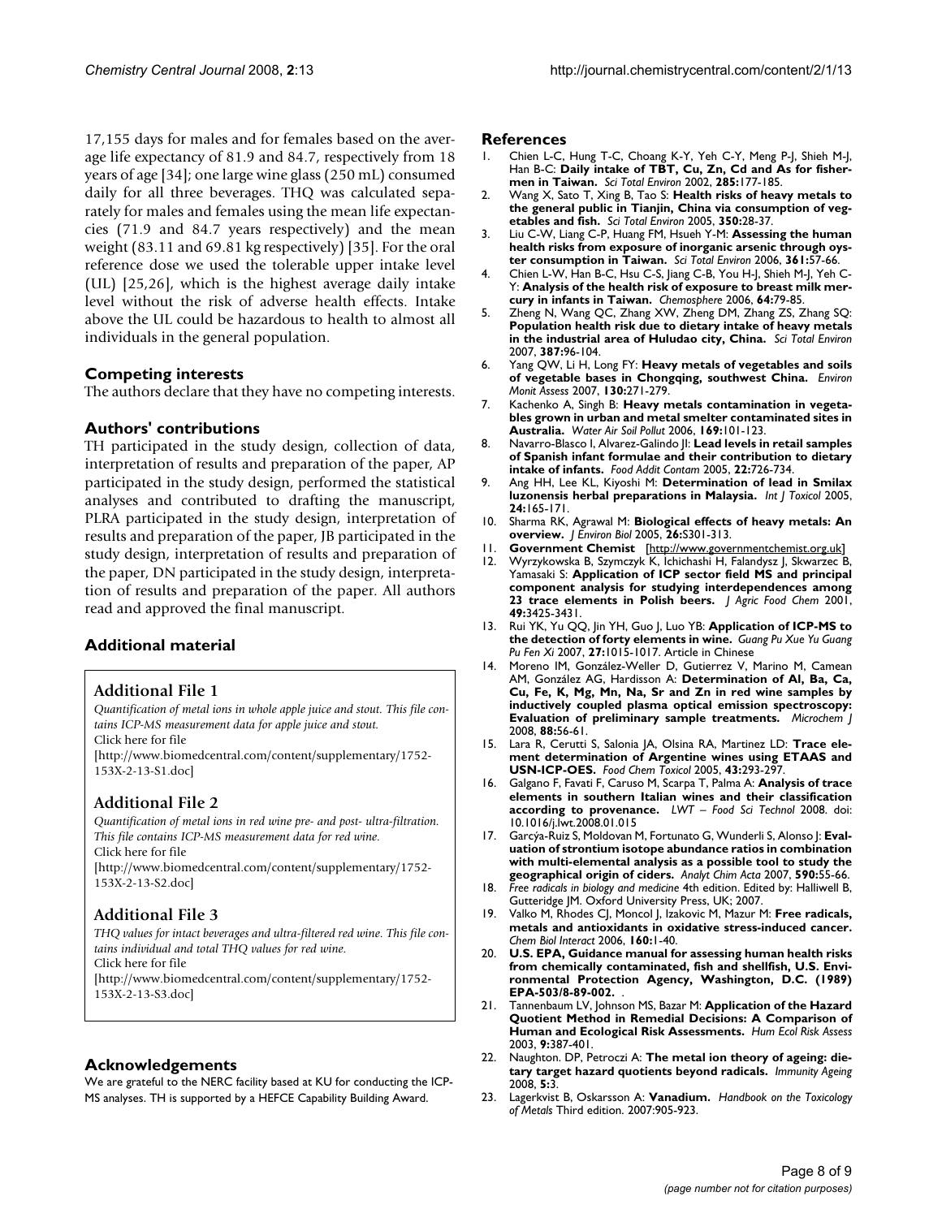17,155 days for males and for females based on the average life expectancy of 81.9 and 84.7, respectively from 18 years of age [34]; one large wine glass (250 mL) consumed daily for all three beverages. THQ was calculated separately for males and females using the mean life expectancies (71.9 and 84.7 years respectively) and the mean weight (83.11 and 69.81 kg respectively) [35]. For the oral reference dose we used the tolerable upper intake level (UL) [25,26], which is the highest average daily intake level without the risk of adverse health effects. Intake above the UL could be hazardous to health to almost all individuals in the general population.

## Competing interests

The authors declare that they have no competing interests.

## Authors' contributions

TH participated in the study design, collection of data, interpretation of results and preparation of the paper, AP participated in the study design, performed the statistical analyses and contributed to drafting the manuscript, PLRA participated in the study design, interpretation of results and preparation of the paper, JB participated in the study design, interpretation of results and preparation of the paper, DN participated in the study design, interpretation of results and preparation of the paper. All authors read and approved the final manuscript.

## Additional material

### Additional File 1

*Quantification of metal ions in whole apple juice and stout. This file contains ICP-MS measurement data for apple juice and stout.*
Click here for file
[http://www.biomedcentral.com/content/supplementary/1752-153X-2-13-S1.doc]

### Additional File 2

*Quantification of metal ions in red wine pre- and post- ultra-filtration. This file contains ICP-MS measurement data for red wine.*
Click here for file
[http://www.biomedcentral.com/content/supplementary/1752-153X-2-13-S2.doc]

### Additional File 3

*THQ values for intact beverages and ultra-filtered red wine. This file contains individual and total THQ values for red wine.*
Click here for file
[http://www.biomedcentral.com/content/supplementary/1752-153X-2-13-S3.doc]

## Acknowledgements

We are grateful to the NERC facility based at KU for conducting the ICP-MS analyses. TH is supported by a HEFCE Capability Building Award.

## References

1. Chien L-C, Hung T-C, Choang K-Y, Yeh C-Y, Meng P-J, Shieh M-J, Han B-C: **Daily intake of TBT, Cu, Zn, Cd and As for fishermen in Taiwan.** *Sci Total Environ* 2002, **285:**177-185.
2. Wang X, Sato T, Xing B, Tao S: **Health risks of heavy metals to the general public in Tianjin, China via consumption of vegetables and fish.** *Sci Total Environ* 2005, **350:**28-37.
3. Liu C-W, Liang C-P, Huang FM, Hsueh Y-M: **Assessing the human health risks from exposure of inorganic arsenic through oyster consumption in Taiwan.** *Sci Total Environ* 2006, **361:**57-66.
4. Chien L-W, Han B-C, Hsu C-S, Jiang C-B, You H-J, Shieh M-J, Yeh C-Y: **Analysis of the health risk of exposure to breast milk mercury in infants in Taiwan.** *Chemosphere* 2006, **64:**79-85.
5. Zheng N, Wang QC, Zhang XW, Zheng DM, Zhang ZS, Zhang SQ: **Population health risk due to dietary intake of heavy metals in the industrial area of Huludao city, China.** *Sci Total Environ* 2007, **387:**96-104.
6. Yang QW, Li H, Long FY: **Heavy metals of vegetables and soils of vegetable bases in Chongqing, southwest China.** *Environ Monit Assess* 2007, **130:**271-279.
7. Kachenko A, Singh B: **Heavy metals contamination in vegetables grown in urban and metal smelter contaminated sites in Australia.** *Water Air Soil Pollut* 2006, **169:**101-123.
8. Navarro-Blasco I, Alvarez-Galindo JI: **Lead levels in retail samples of Spanish infant formulae and their contribution to dietary intake of infants.** *Food Addit Contam* 2005, **22:**726-734.
9. Ang HH, Lee KL, Kiyoshi M: **Determination of lead in Smilax luzonensis herbal preparations in Malaysia.** *Int J Toxicol* 2005, **24:**165-171.
10. Sharma RK, Agrawal M: **Biological effects of heavy metals: An overview.** *J Environ Biol* 2005, **26:**S301-313.
11. **Government Chemist** [http://www.governmentchemist.org.uk]
12. Wyrzykowska B, Szymczyk K, Ichichashi H, Falandysz J, Skwarzec B, Yamasaki S: **Application of ICP sector field MS and principal component analysis for studying interdependences among 23 trace elements in Polish beers.** *J Agric Food Chem* 2001, **49:**3425-3431.
13. Rui YK, Yu QQ, Jin YH, Guo J, Luo YB: **Application of ICP-MS to the detection of forty elements in wine.** *Guang Pu Xue Yu Guang Pu Fen Xi* 2007, **27:**1015-1017. Article in Chinese
14. Moreno IM, González-Weller D, Gutierrez V, Marino M, Camean AM, González AG, Hardisson A: **Determination of Al, Ba, Ca, Cu, Fe, K, Mg, Mn, Na, Sr and Zn in red wine samples by inductively coupled plasma optical emission spectroscopy: Evaluation of preliminary sample treatments.** *Microchem J* 2008, **88:**56-61.
15. Lara R, Cerutti S, Salonia JA, Olsina RA, Martinez LD: **Trace element determination of Argentine wines using ETAAS and USN-ICP-OES.** *Food Chem Toxicol* 2005, **43:**293-297.
16. Galgano F, Favati F, Caruso M, Scarpa T, Palma A: **Analysis of trace elements in southern Italian wines and their classification according to provenance.** *LWT – Food Sci Technol* 2008. doi: 10.1016/j.lwt.2008.01.015
17. Garcýa-Ruiz S, Moldovan M, Fortunato G, Wunderli S, Alonso J: **Evaluation of strontium isotope abundance ratios in combination with multi-elemental analysis as a possible tool to study the geographical origin of ciders.** *Analyt Chim Acta* 2007, **590:**55-66.
18. *Free radicals in biology and medicine* 4th edition. Edited by: Halliwell B, Gutteridge JM. Oxford University Press, UK; 2007.
19. Valko M, Rhodes CJ, Moncol J, Izakovic M, Mazur M: **Free radicals, metals and antioxidants in oxidative stress-induced cancer.** *Chem Biol Interact* 2006, **160:**1-40.
20. **U.S. EPA, Guidance manual for assessing human health risks from chemically contaminated, fish and shellfish, U.S. Environmental Protection Agency, Washington, D.C. (1989) EPA-503/8-89-002.** .
21. Tannenbaum LV, Johnson MS, Bazar M: **Application of the Hazard Quotient Method in Remedial Decisions: A Comparison of Human and Ecological Risk Assessments.** *Hum Ecol Risk Assess* 2003, **9:**387-401.
22. Naughton. DP, Petroczi A: **The metal ion theory of ageing: dietary target hazard quotients beyond radicals.** *Immunity Ageing* 2008, **5:**3.
23. Lagerkvist B, Oskarsson A: **Vanadium.** *Handbook on the Toxicology of Metals* Third edition. 2007:905-923.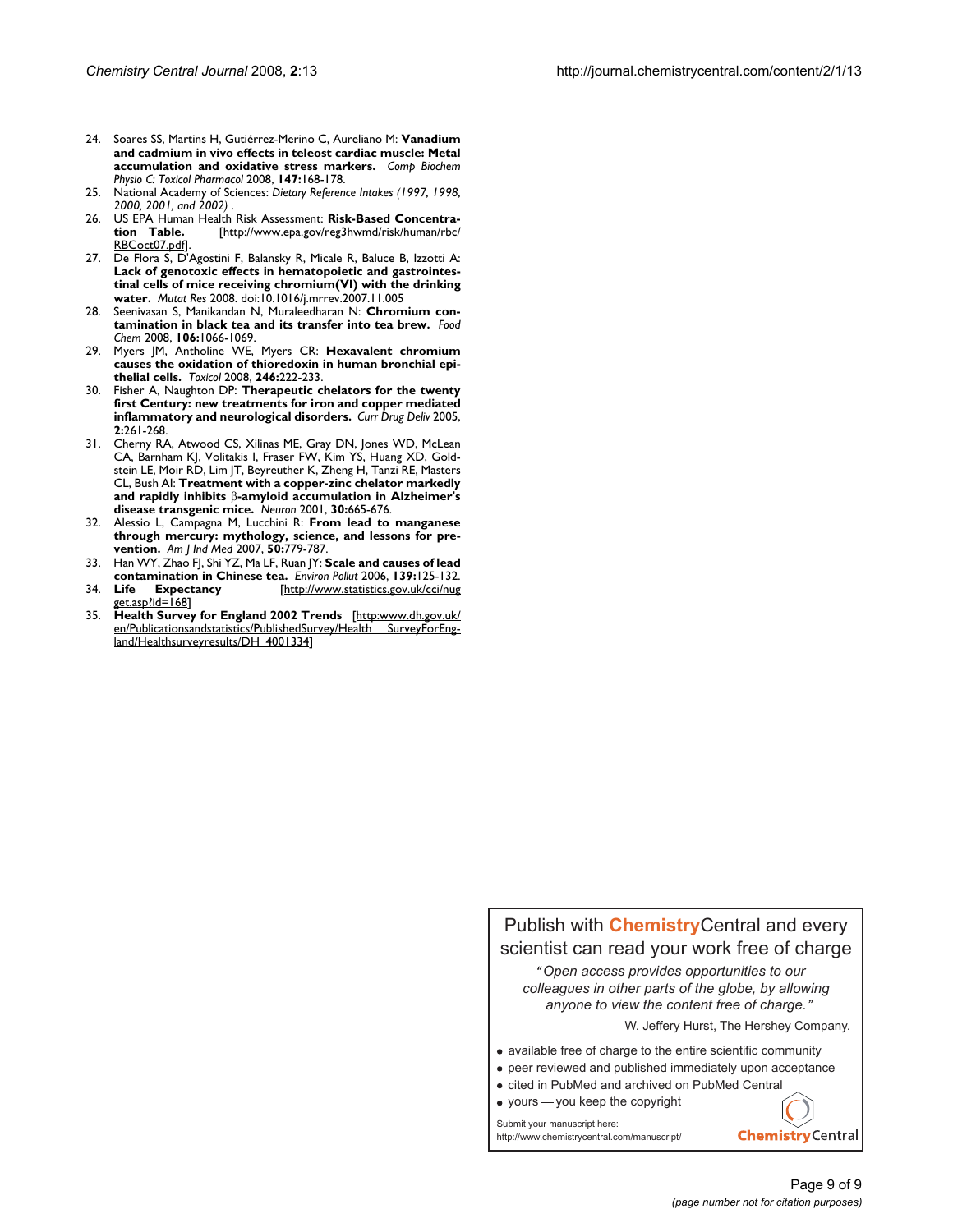24. Soares SS, Martins H, Gutiérrez-Merino C, Aureliano M: **Vanadium and cadmium in vivo effects in teleost cardiac muscle: Metal accumulation and oxidative stress markers.** *Comp Biochem Physio C: Toxicol Pharmacol* 2008, **147:**168-178.
25. National Academy of Sciences: *Dietary Reference Intakes (1997, 1998, 2000, 2001, and 2002)* .
26. US EPA Human Health Risk Assessment: **Risk-Based Concentration Table.** [http://www.epa.gov/reg3hwmd/risk/human/rbc/RBCoct07.pdf].
27. De Flora S, D'Agostini F, Balansky R, Micale R, Baluce B, Izzotti A: **Lack of genotoxic effects in hematopoietic and gastrointestinal cells of mice receiving chromium(VI) with the drinking water.** *Mutat Res* 2008. doi:10.1016/j.mrrev.2007.11.005
28. Seenivasan S, Manikandan N, Muraleedharan N: **Chromium contamination in black tea and its transfer into tea brew.** *Food Chem* 2008, **106:**1066-1069.
29. Myers JM, Antholine WE, Myers CR: **Hexavalent chromium causes the oxidation of thioredoxin in human bronchial epithelial cells.** *Toxicol* 2008, **246:**222-233.
30. Fisher A, Naughton DP: **Therapeutic chelators for the twenty first Century: new treatments for iron and copper mediated inflammatory and neurological disorders.** *Curr Drug Deliv* 2005, **2:**261-268.
31. Cherny RA, Atwood CS, Xilinas ME, Gray DN, Jones WD, McLean CA, Barnham KJ, Volitakis I, Fraser FW, Kim YS, Huang XD, Goldstein LE, Moir RD, Lim JT, Beyreuther K, Zheng H, Tanzi RE, Masters CL, Bush AI: **Treatment with a copper-zinc chelator markedly and rapidly inhibits β-amyloid accumulation in Alzheimer's disease transgenic mice.** *Neuron* 2001, **30:**665-676.
32. Alessio L, Campagna M, Lucchini R: **From lead to manganese through mercury: mythology, science, and lessons for prevention.** *Am J Ind Med* 2007, **50:**779-787.
33. Han WY, Zhao FJ, Shi YZ, Ma LF, Ruan JY: **Scale and causes of lead contamination in Chinese tea.** *Environ Pollut* 2006, **139:**125-132.
34. **Life Expectancy** [http://www.statistics.gov.uk/cci/nugget.asp?id=168]
35. **Health Survey for England 2002 Trends** [http:www.dh.gov.uk/en/Publicationsandstatistics/PublishedSurvey/Health SurveyForEngland/Healthsurveyresults/DH 4001334]

Publish with **Chemistry**Central and every scientist can read your work free of charge

*"Open access provides opportunities to our colleagues in other parts of the globe, by allowing anyone to view the content free of charge."*

W. Jeffery Hurst, The Hershey Company.

- available free of charge to the entire scientific community
- peer reviewed and published immediately upon acceptance
- cited in PubMed and archived on PubMed Central
- yours — you keep the copyright

Submit your manuscript here:
http://www.chemistrycentral.com/manuscript/

ChemistryCentral